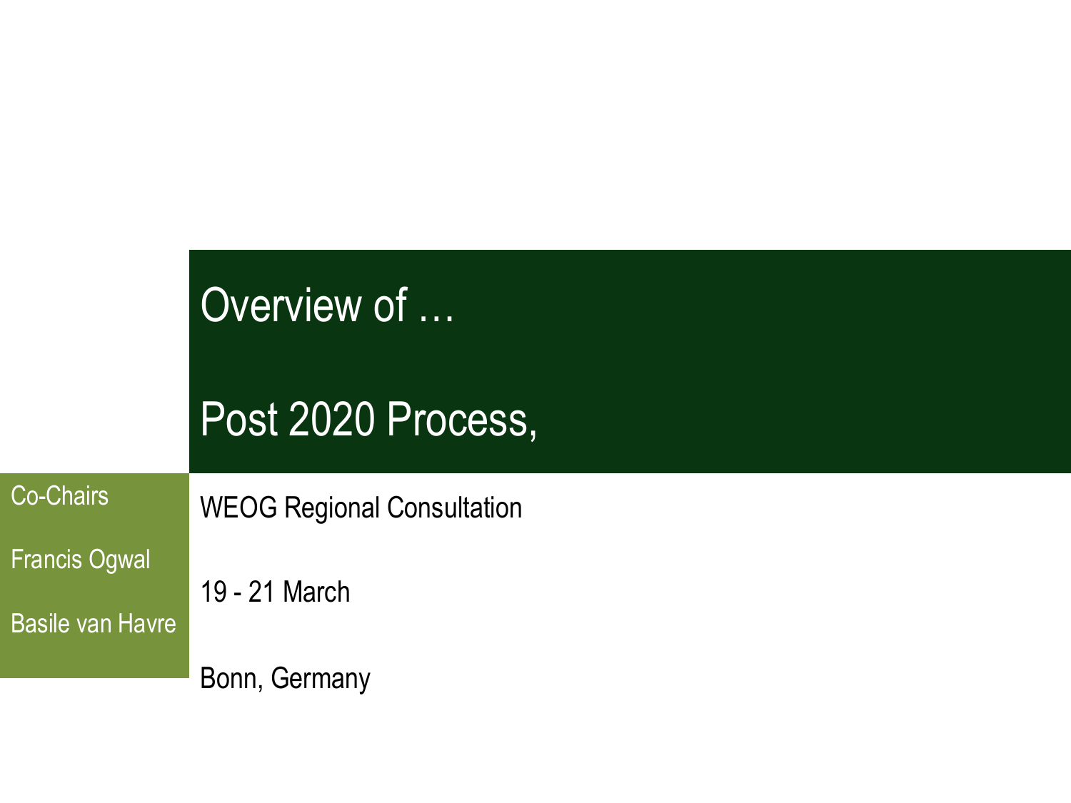# Overview of …

# Post 2020 Process,

WEOG Regional Consultation

19 - 21 March

Bonn, Germany

Co-Chairs

Francis Ogwal

Basile van Havre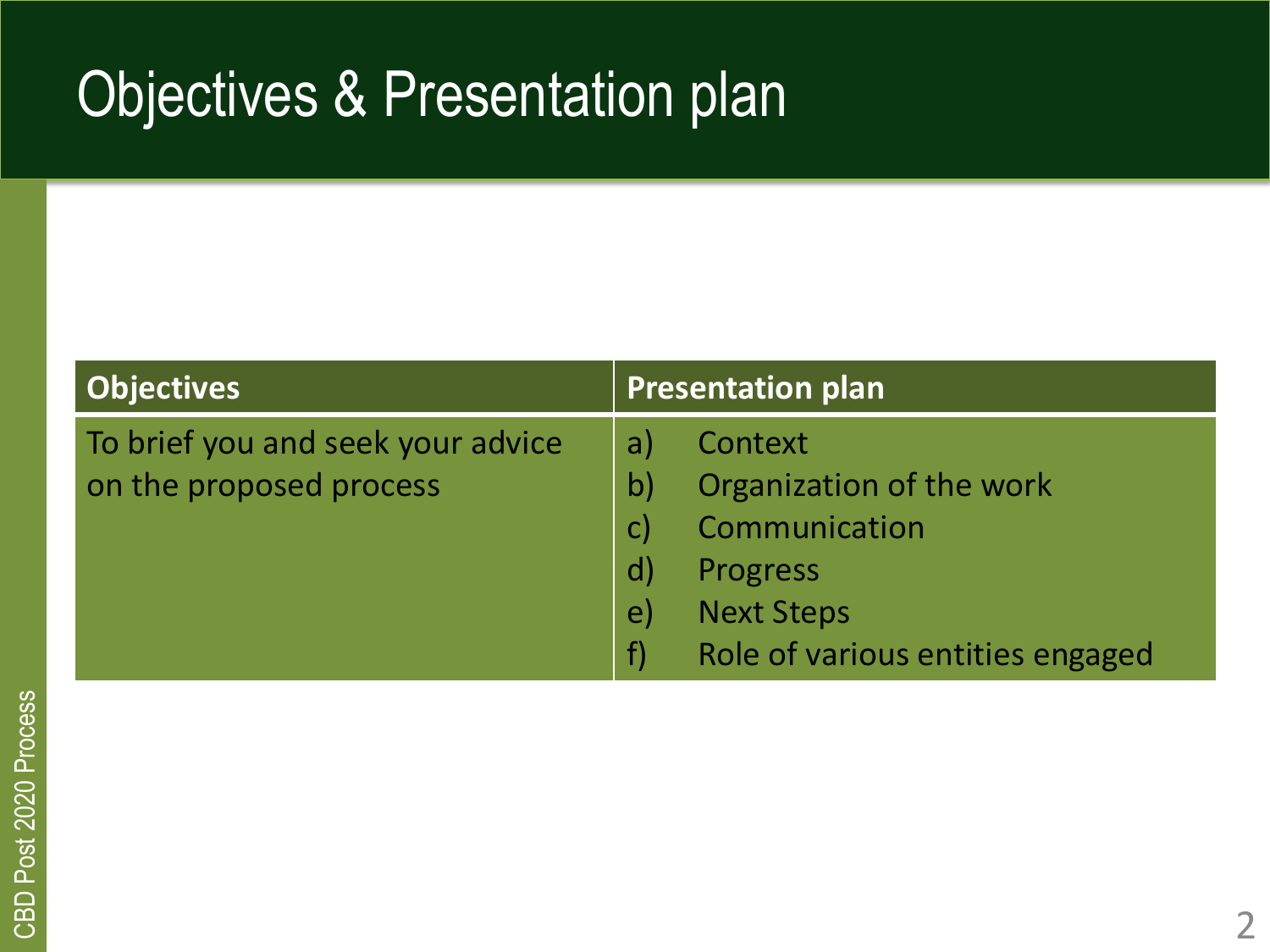# Objectives & Presentation plan

| Objectives | Presentation plan |
|---|---|
| To brief you and seek your advice on the proposed process | a) Context<br>b) Organization of the work<br>c) Communication<br>d) Progress<br>e) Next Steps<br>f) Role of various entities engaged |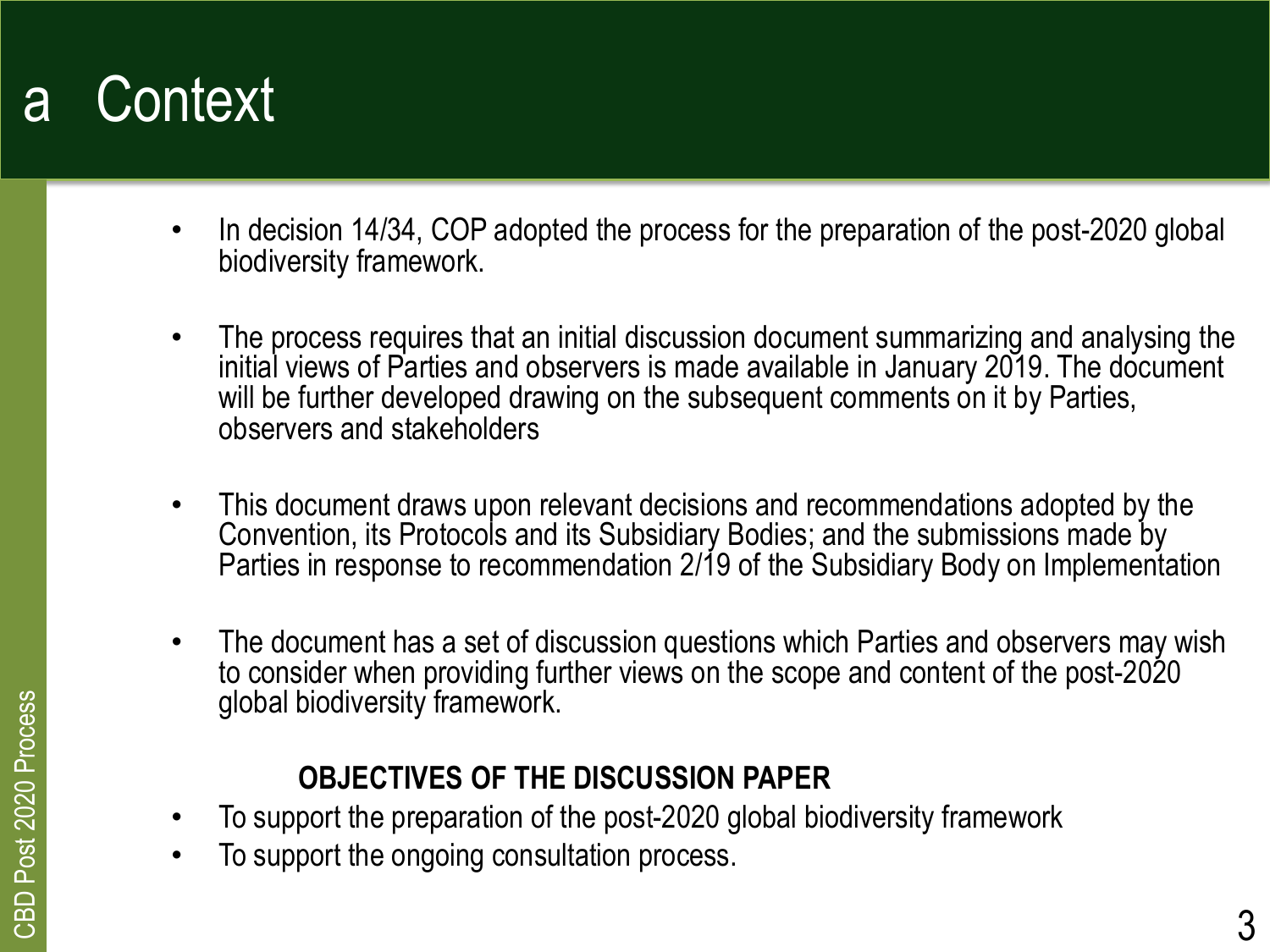# a Context

- In decision 14/34, COP adopted the process for the preparation of the post-2020 global biodiversity framework.
- The process requires that an initial discussion document summarizing and analysing the initial views of Parties and observers is made available in January 2019. The document will be further developed drawing on the subsequent comments on it by Parties, observers and stakeholders
- This document draws upon relevant decisions and recommendations adopted by the Convention, its Protocols and its Subsidiary Bodies; and the submissions made by Parties in response to recommendation 2/19 of the Subsidiary Body on Implementation
- The document has a set of discussion questions which Parties and observers may wish to consider when providing further views on the scope and content of the post-2020 global biodiversity framework.

**OBJECTIVES OF THE DISCUSSION PAPER**

- To support the preparation of the post-2020 global biodiversity framework
- To support the ongoing consultation process.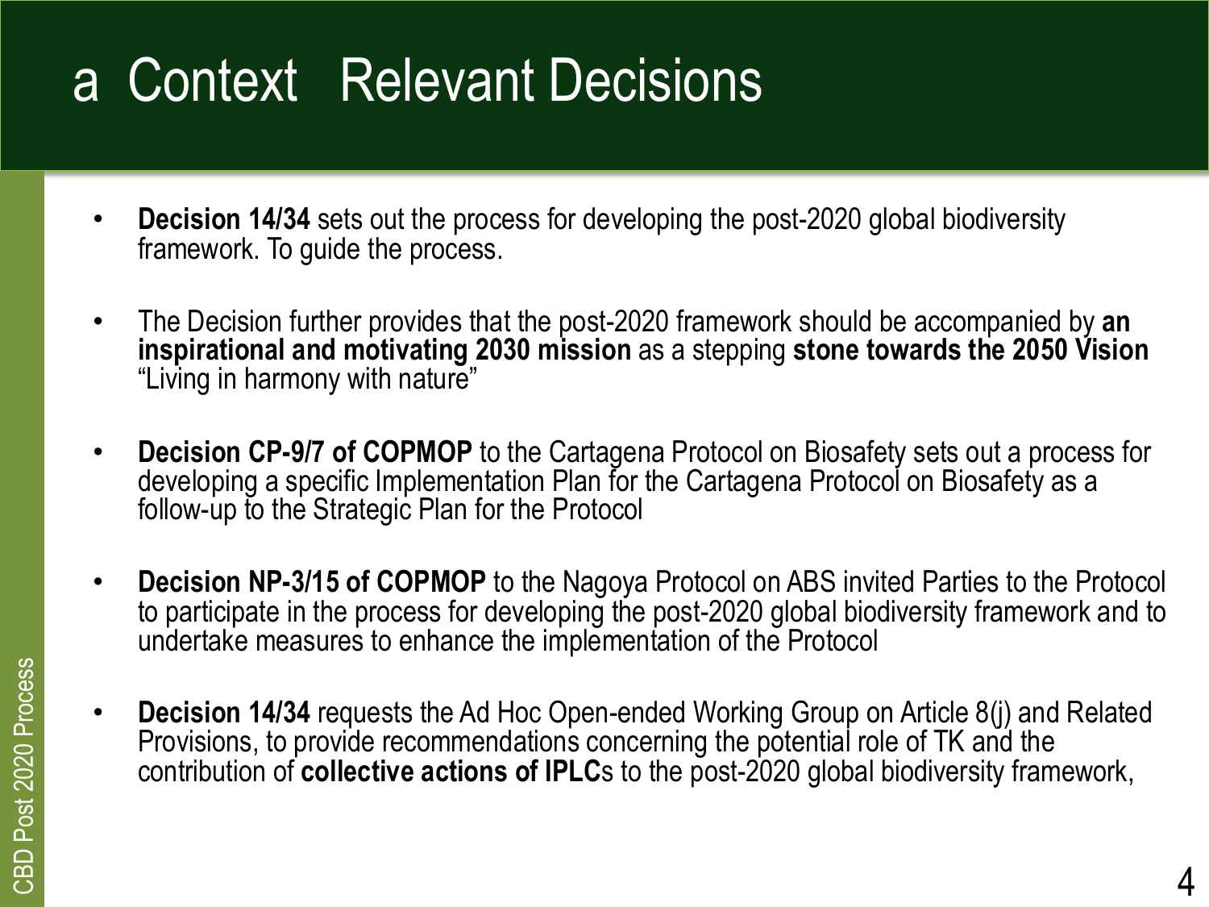# a Context Relevant Decisions

- **Decision 14/34** sets out the process for developing the post-2020 global biodiversity framework. To guide the process.
- The Decision further provides that the post-2020 framework should be accompanied by **an inspirational and motivating 2030 mission** as a stepping **stone towards the 2050 Vision** "Living in harmony with nature"
- **Decision CP-9/7 of COPMOP** to the Cartagena Protocol on Biosafety sets out a process for developing a specific Implementation Plan for the Cartagena Protocol on Biosafety as a follow-up to the Strategic Plan for the Protocol
- **Decision NP-3/15 of COPMOP** to the Nagoya Protocol on ABS invited Parties to the Protocol to participate in the process for developing the post-2020 global biodiversity framework and to undertake measures to enhance the implementation of the Protocol
- **Decision 14/34** requests the Ad Hoc Open-ended Working Group on Article 8(j) and Related Provisions, to provide recommendations concerning the potential role of TK and the contribution of **collective actions of IPLC**s to the post-2020 global biodiversity framework,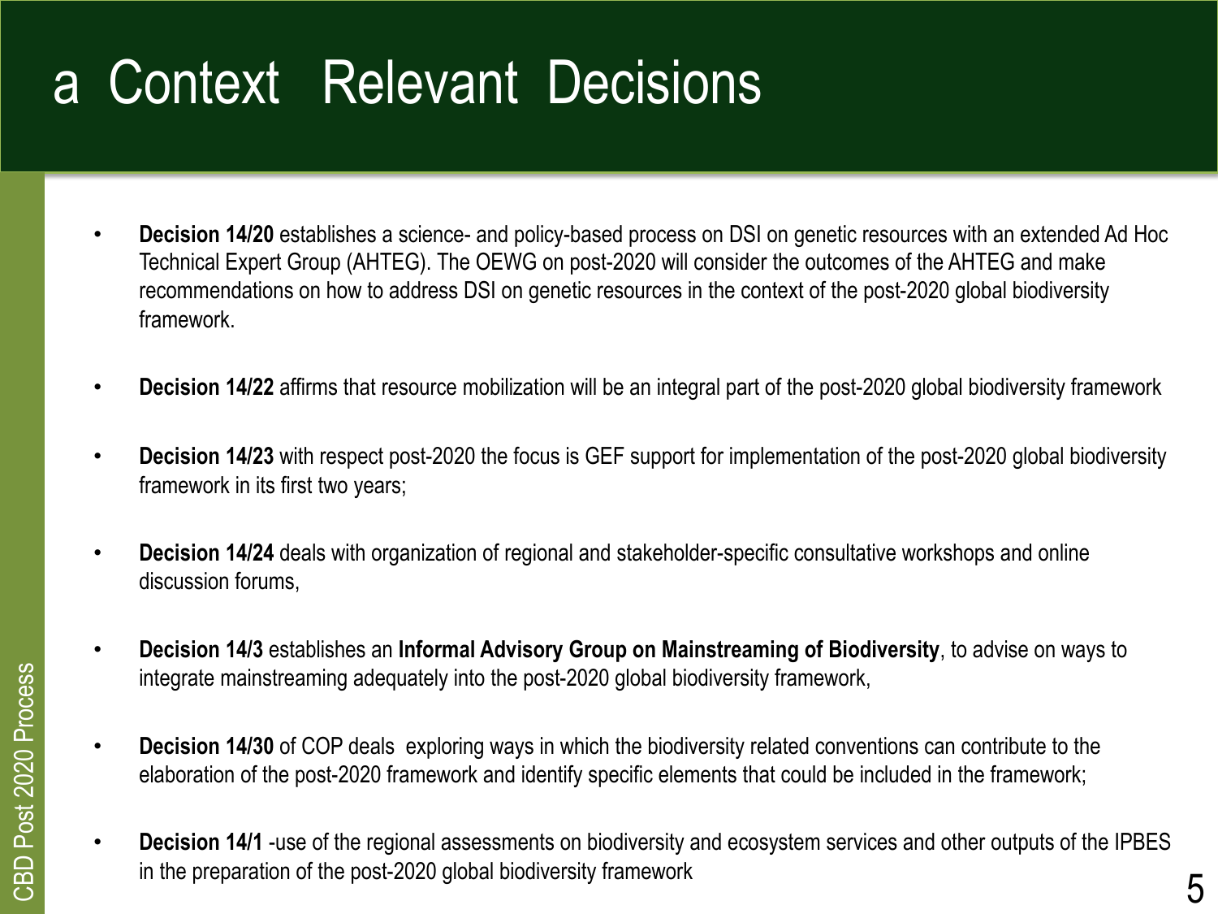# a Context Relevant Decisions

- **Decision 14/20** establishes a science- and policy-based process on DSI on genetic resources with an extended Ad Hoc Technical Expert Group (AHTEG). The OEWG on post-2020 will consider the outcomes of the AHTEG and make recommendations on how to address DSI on genetic resources in the context of the post-2020 global biodiversity framework.

- **Decision 14/22** affirms that resource mobilization will be an integral part of the post-2020 global biodiversity framework

- **Decision 14/23** with respect post-2020 the focus is GEF support for implementation of the post-2020 global biodiversity framework in its first two years;

- **Decision 14/24** deals with organization of regional and stakeholder-specific consultative workshops and online discussion forums,

- **Decision 14/3** establishes an **Informal Advisory Group on Mainstreaming of Biodiversity**, to advise on ways to integrate mainstreaming adequately into the post-2020 global biodiversity framework,

- **Decision 14/30** of COP deals exploring ways in which the biodiversity related conventions can contribute to the elaboration of the post-2020 framework and identify specific elements that could be included in the framework;

- **Decision 14/1** -use of the regional assessments on biodiversity and ecosystem services and other outputs of the IPBES in the preparation of the post-2020 global biodiversity framework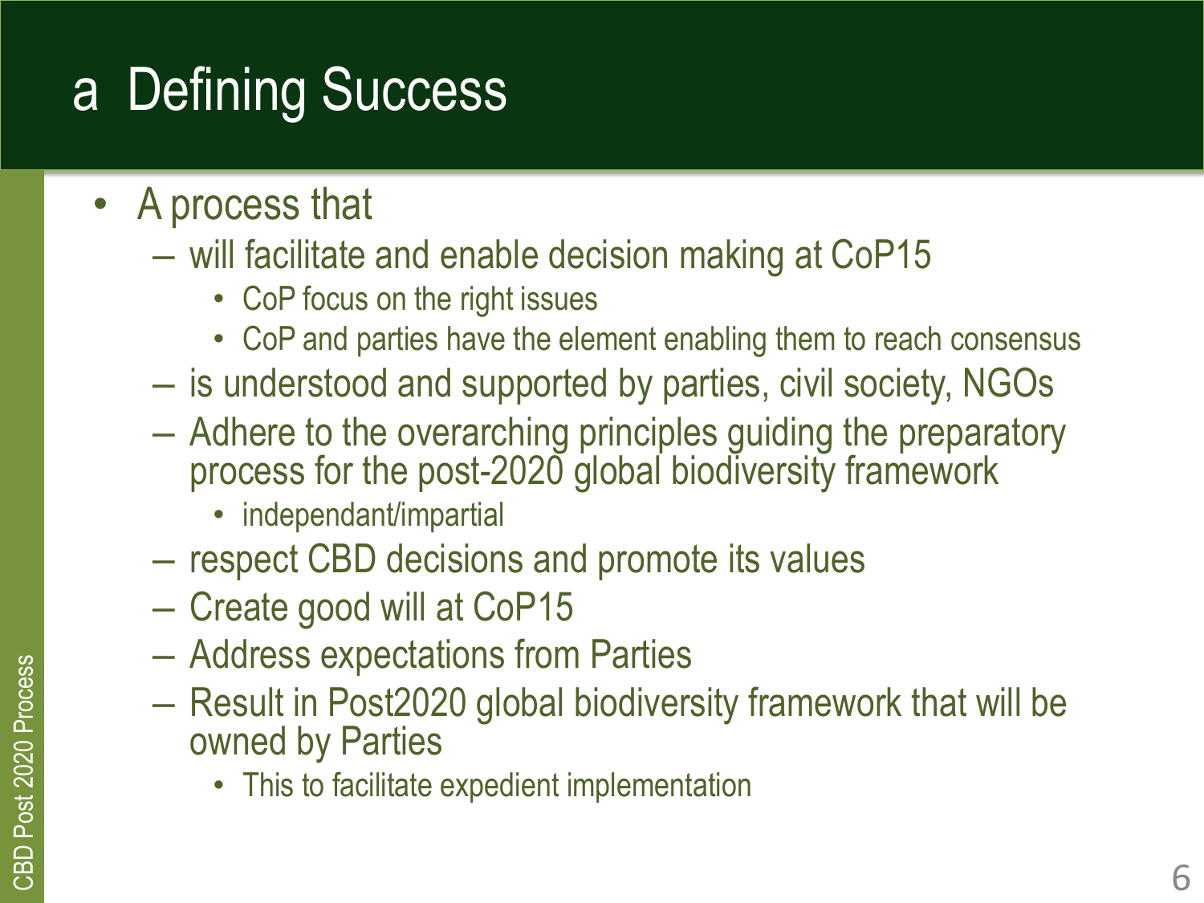# a Defining Success

- A process that
  - will facilitate and enable decision making at CoP15
    - CoP focus on the right issues
    - CoP and parties have the element enabling them to reach consensus
  - is understood and supported by parties, civil society, NGOs
  - Adhere to the overarching principles guiding the preparatory process for the post-2020 global biodiversity framework
    - independant/impartial
  - respect CBD decisions and promote its values
  - Create good will at CoP15
  - Address expectations from Parties
  - Result in Post2020 global biodiversity framework that will be owned by Parties
    - This to facilitate expedient implementation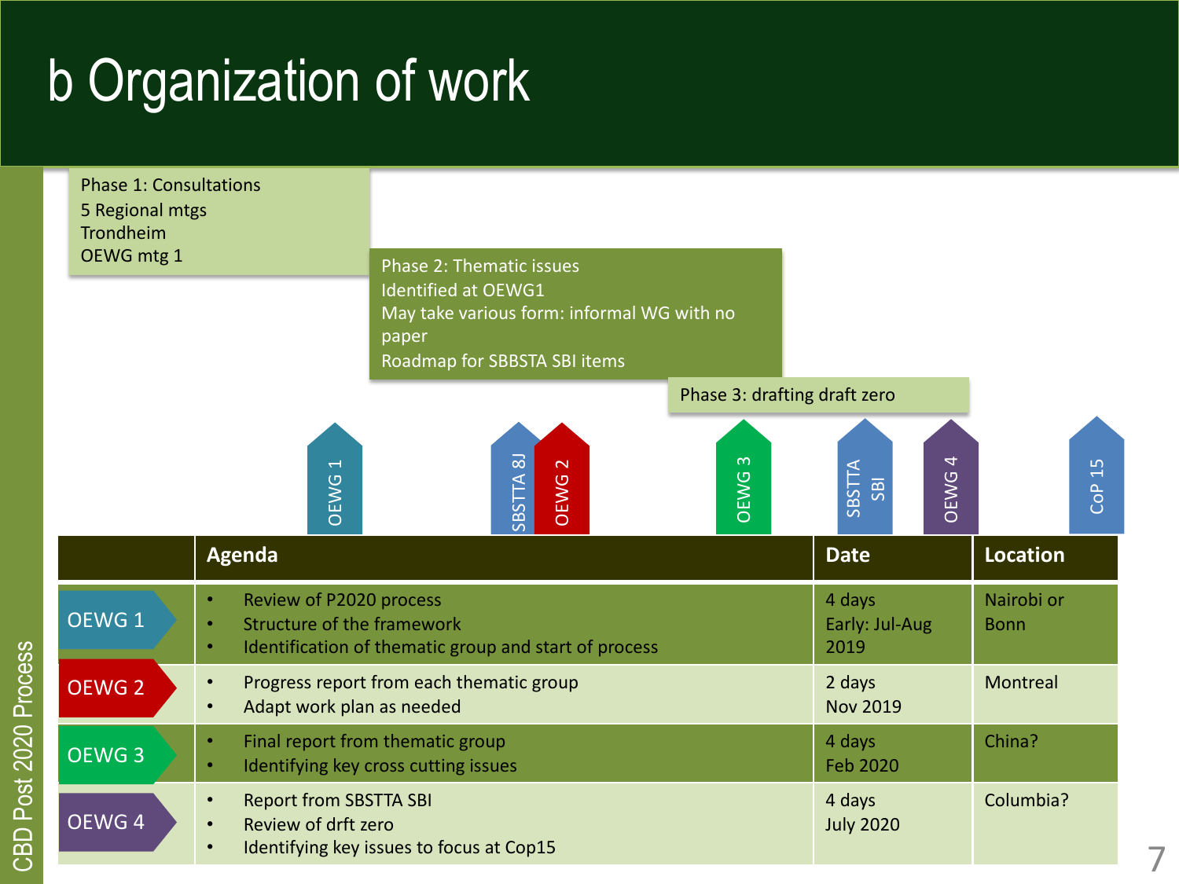# b Organization of work

Phase 1: Consultations
5 Regional mtgs
Trondheim
OEWG mtg 1

Phase 2: Thematic issues
Identified at OEWG1
May take various form: informal WG with no paper
Roadmap for SBBSTA SBI items

Phase 3: drafting draft zero

OEWG 1 | SBSTTA 8J | OEWG 2 | OEWG 3 | SBSTTA SBI | OEWG 4 | CoP 15

| | Agenda | Date | Location |
|---|---|---|---|
| OEWG 1 | • Review of P2020 process<br>• Structure of the framework<br>• Identification of thematic group and start of process | 4 days<br>Early: Jul-Aug 2019 | Nairobi or Bonn |
| OEWG 2 | • Progress report from each thematic group<br>• Adapt work plan as needed | 2 days<br>Nov 2019 | Montreal |
| OEWG 3 | • Final report from thematic group<br>• Identifying key cross cutting issues | 4 days<br>Feb 2020 | China? |
| OEWG 4 | • Report from SBSTTA SBI<br>• Review of drft zero<br>• Identifying key issues to focus at Cop15 | 4 days<br>July 2020 | Columbia? |

CBD Post 2020 Process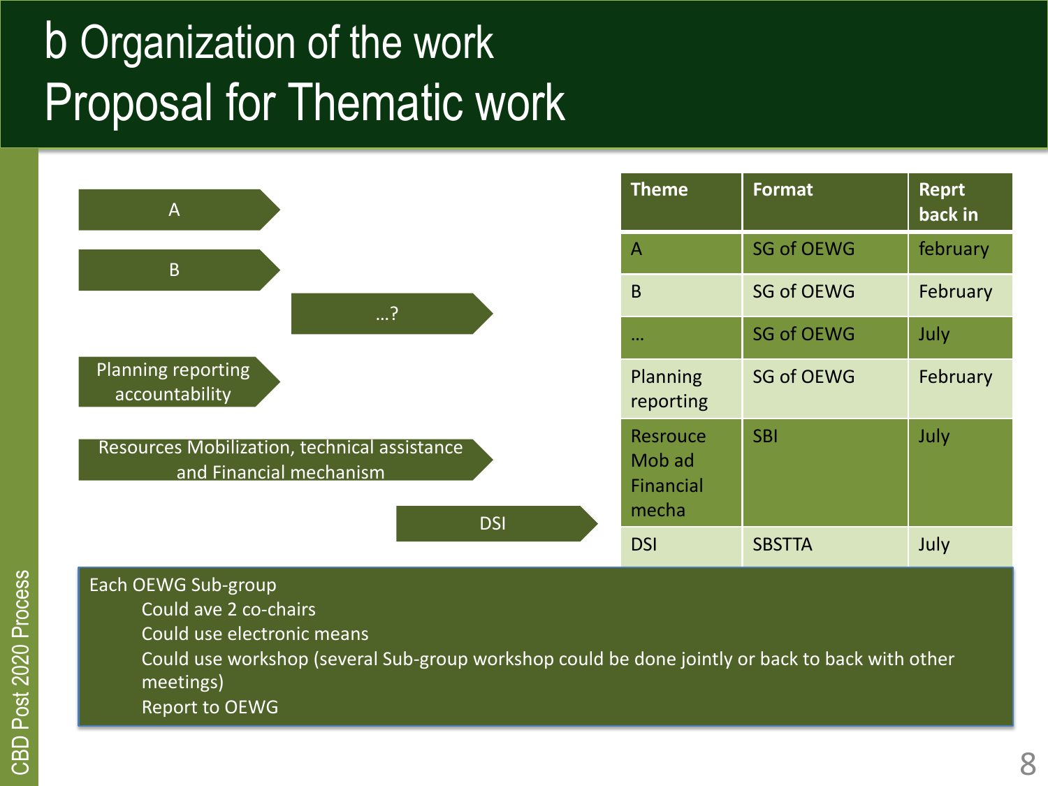# b Organization of the work
# Proposal for Thematic work

A

B

…?

Planning reporting accountability

Resources Mobilization, technical assistance and Financial mechanism

DSI

| Theme | Format | Reprt back in |
|---|---|---|
| A | SG of OEWG | february |
| B | SG of OEWG | February |
| … | SG of OEWG | July |
| Planning reporting | SG of OEWG | February |
| Resrouce Mob ad Financial mecha | SBI | July |
| DSI | SBSTTA | July |

Each OEWG Sub-group
- Could ave 2 co-chairs
- Could use electronic means
- Could use workshop (several Sub-group workshop could be done jointly or back to back with other meetings)
- Report to OEWG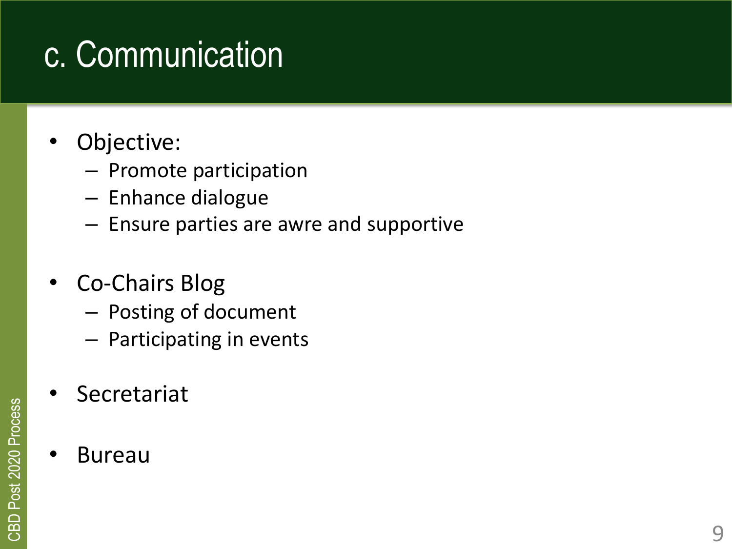# c. Communication

- Objective:
  - Promote participation
  - Enhance dialogue
  - Ensure parties are awre and supportive
- Co-Chairs Blog
  - Posting of document
  - Participating in events
- Secretariat
- Bureau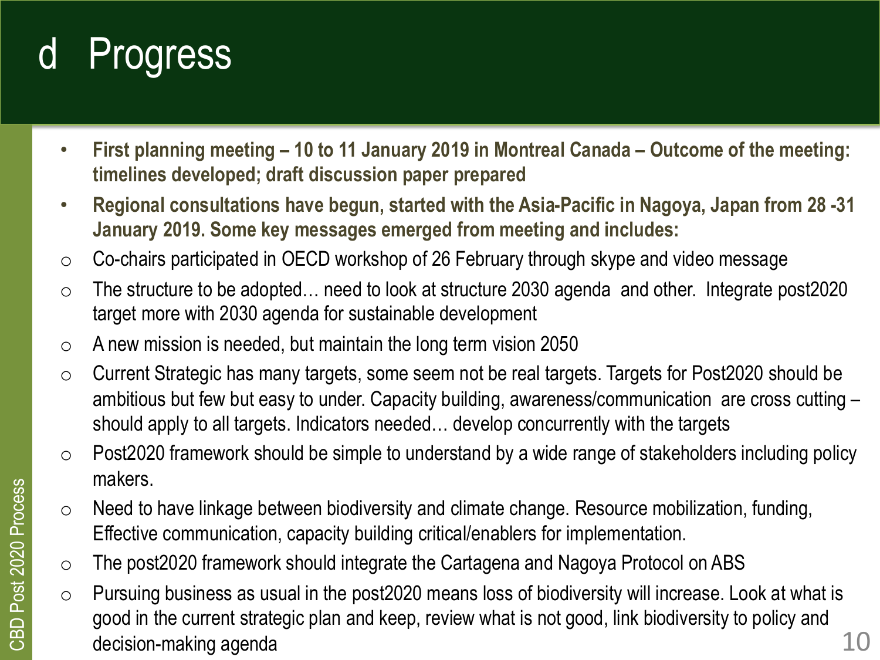# d Progress

- **First planning meeting – 10 to 11 January 2019 in Montreal Canada – Outcome of the meeting: timelines developed; draft discussion paper prepared**
- **Regional consultations have begun, started with the Asia-Pacific in Nagoya, Japan from 28 -31 January 2019. Some key messages emerged from meeting and includes:**
  - Co-chairs participated in OECD workshop of 26 February through skype and video message
  - The structure to be adopted… need to look at structure 2030 agenda and other. Integrate post2020 target more with 2030 agenda for sustainable development
  - A new mission is needed, but maintain the long term vision 2050
  - Current Strategic has many targets, some seem not be real targets. Targets for Post2020 should be ambitious but few but easy to under. Capacity building, awareness/communication are cross cutting – should apply to all targets. Indicators needed… develop concurrently with the targets
  - Post2020 framework should be simple to understand by a wide range of stakeholders including policy makers.
  - Need to have linkage between biodiversity and climate change. Resource mobilization, funding, Effective communication, capacity building critical/enablers for implementation.
  - The post2020 framework should integrate the Cartagena and Nagoya Protocol on ABS
  - Pursuing business as usual in the post2020 means loss of biodiversity will increase. Look at what is good in the current strategic plan and keep, review what is not good, link biodiversity to policy and decision-making agenda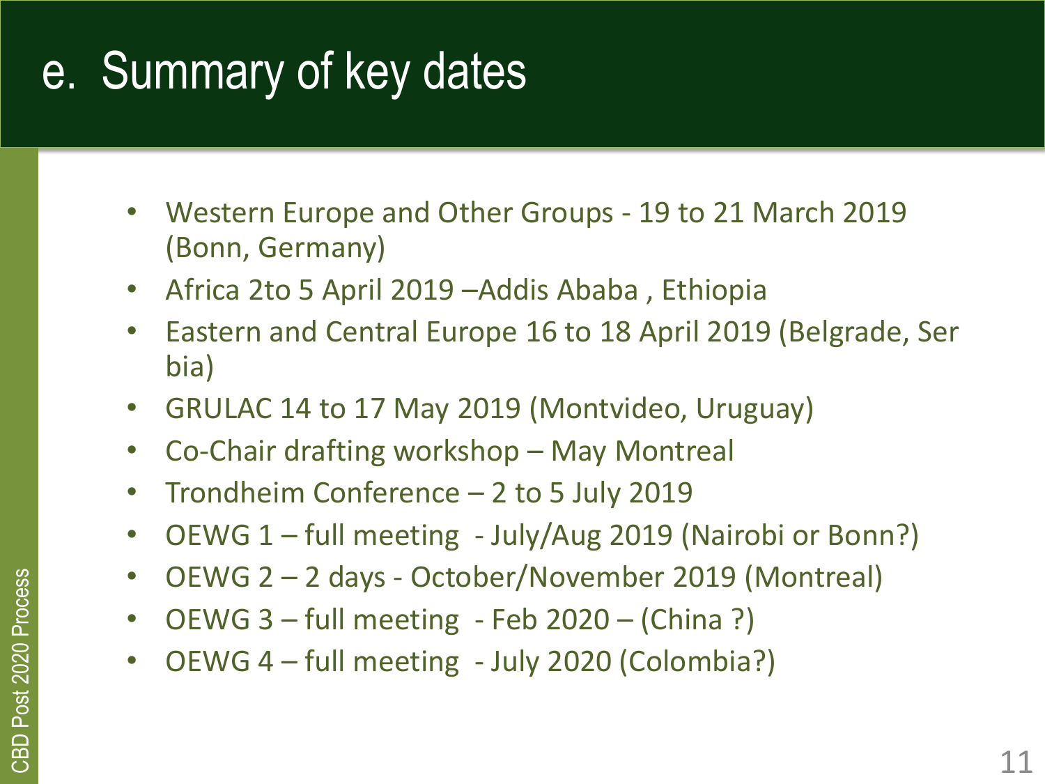# e. Summary of key dates

- Western Europe and Other Groups - 19 to 21 March 2019 (Bonn, Germany)
- Africa 2to 5 April 2019 –Addis Ababa , Ethiopia
- Eastern and Central Europe 16 to 18 April 2019 (Belgrade, Ser bia)
- GRULAC 14 to 17 May 2019 (Montvideo, Uruguay)
- Co-Chair drafting workshop – May Montreal
- Trondheim Conference – 2 to 5 July 2019
- OEWG 1 – full meeting - July/Aug 2019 (Nairobi or Bonn?)
- OEWG 2 – 2 days - October/November 2019 (Montreal)
- OEWG 3 – full meeting - Feb 2020 – (China ?)
- OEWG 4 – full meeting - July 2020 (Colombia?)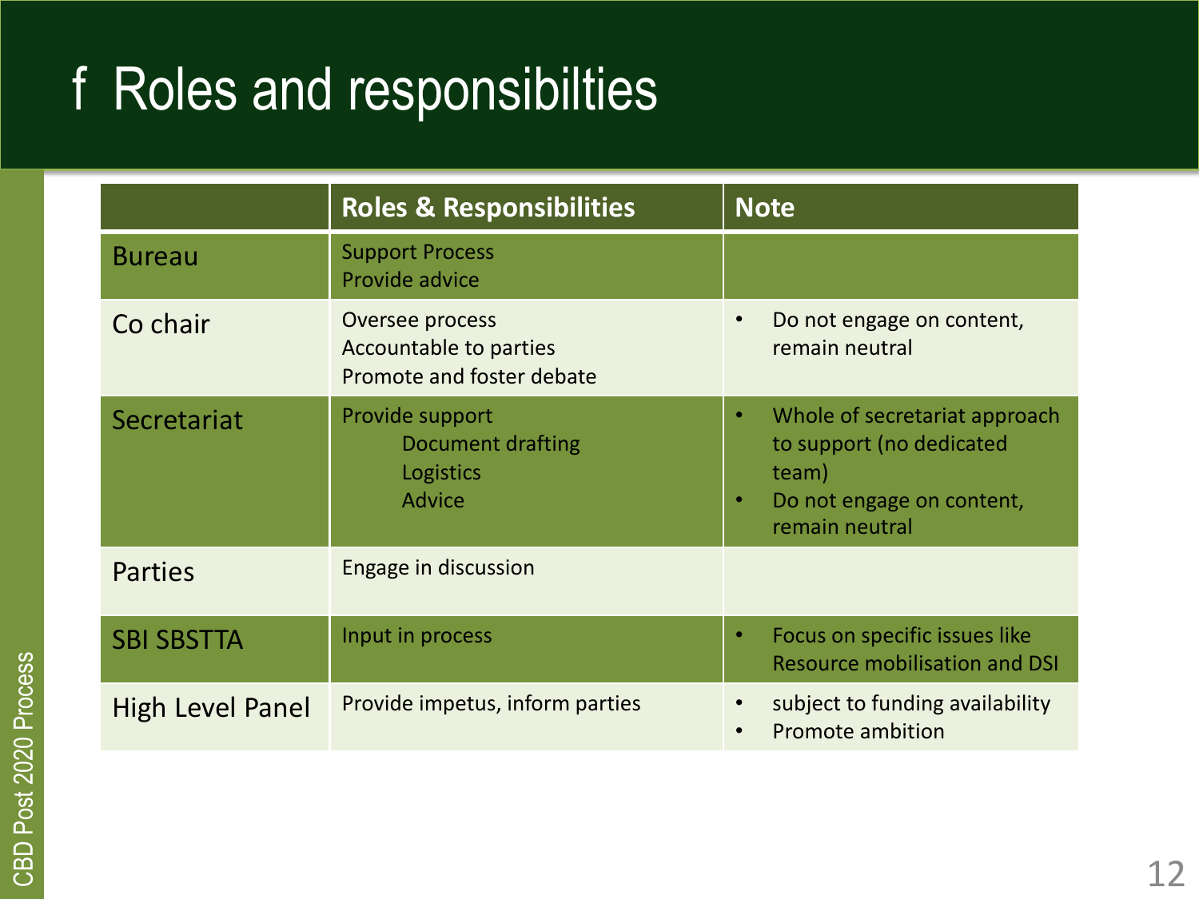# f Roles and responsibilties

| | Roles & Responsibilities | Note |
|---|---|---|
| Bureau | Support Process<br>Provide advice | |
| Co chair | Oversee process<br>Accountable to parties<br>Promote and foster debate | • Do not engage on content, remain neutral |
| Secretariat | Provide support<br>Document drafting<br>Logistics<br>Advice | • Whole of secretariat approach to support (no dedicated team)<br>• Do not engage on content, remain neutral |
| Parties | Engage in discussion | |
| SBI SBSTTA | Input in process | • Focus on specific issues like Resource mobilisation and DSI |
| High Level Panel | Provide impetus, inform parties | • subject to funding availability<br>• Promote ambition |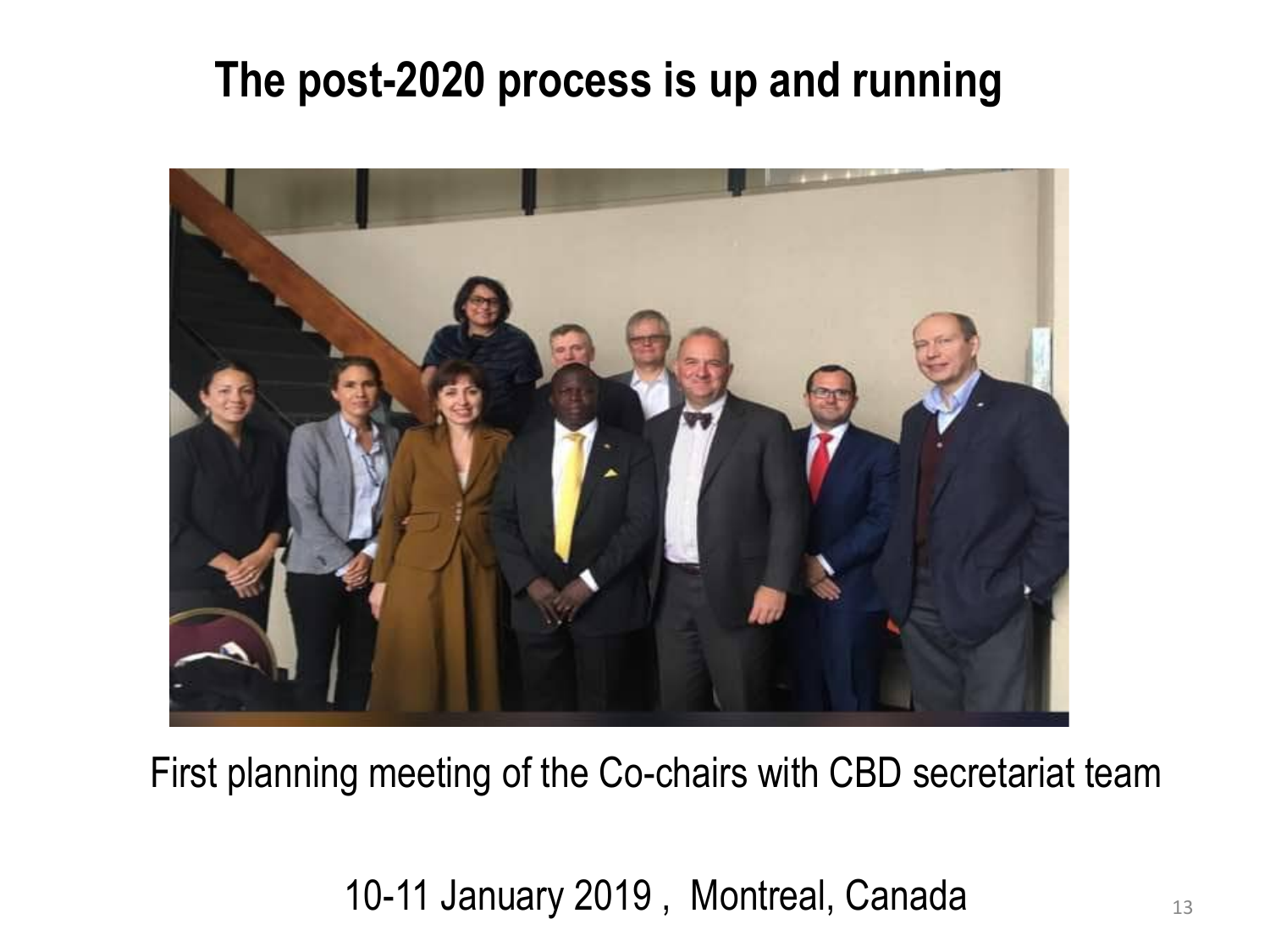# The post-2020 process is up and running

First planning meeting of the Co-chairs with CBD secretariat team

10-11 January 2019 , Montreal, Canada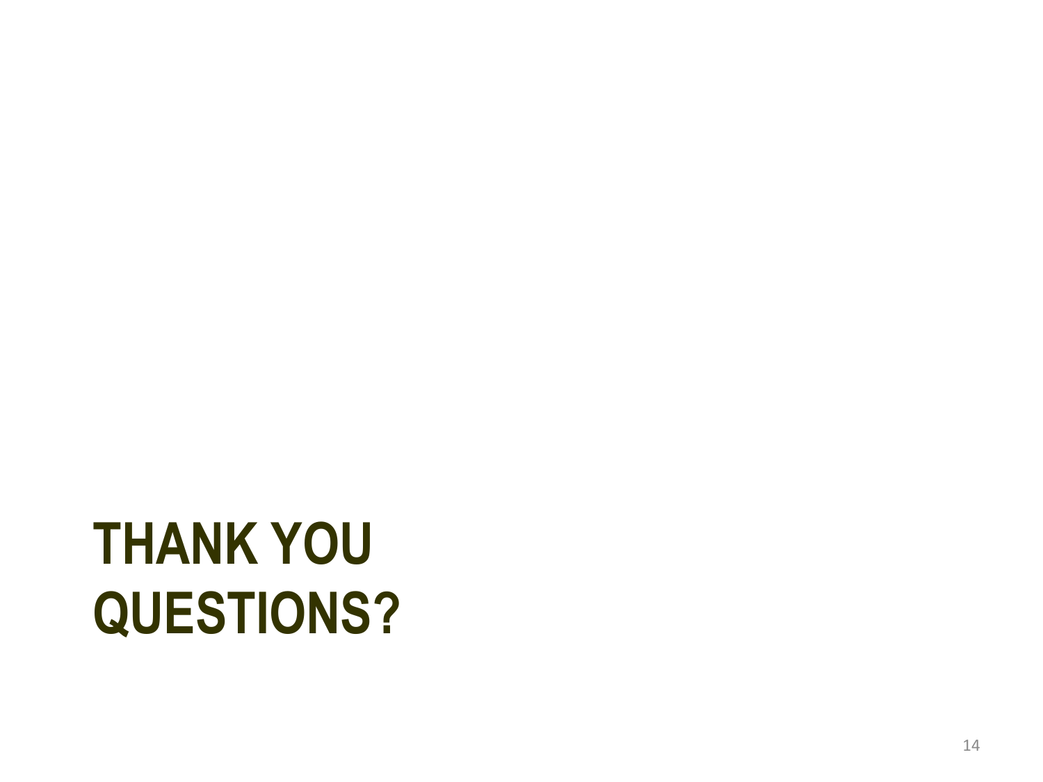# THANK YOU
# QUESTIONS?